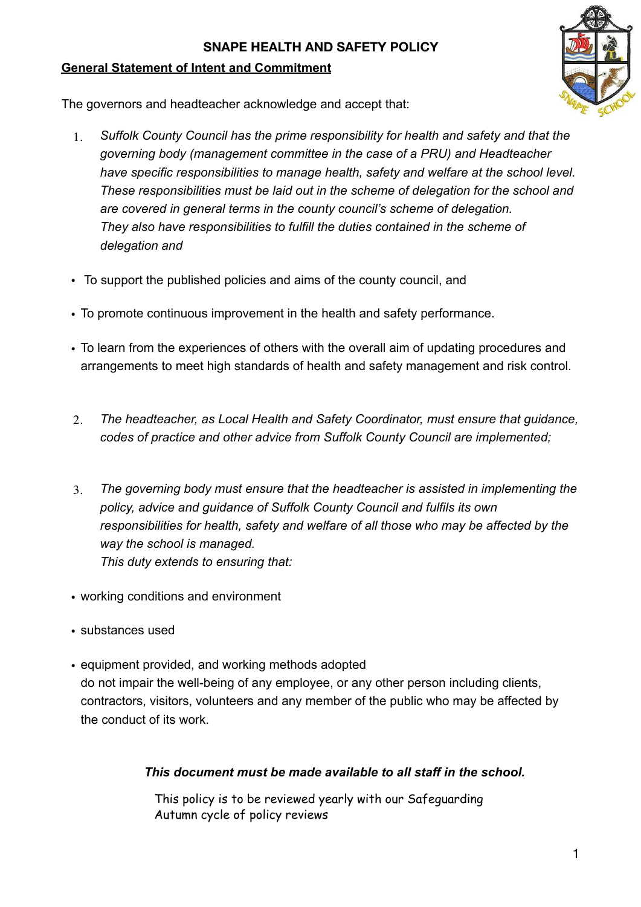# SNAPE HEALTH AND SAFETY POLICY

## General Statement of Intent and Commitment

The governors and headteacher acknowledge and accept that:

1. *Suffolk County Council has the prime responsibility for health and safety and that the governing body (management committee in the case of a PRU) and Headteacher have specific responsibilities to manage health, safety and welfare at the school level. These responsibilities must be laid out in the scheme of delegation for the school and are covered in general terms in the county council's scheme of delegation.*
   *They also have responsibilities to fulfill the duties contained in the scheme of delegation and*

- To support the published policies and aims of the county council, and
- To promote continuous improvement in the health and safety performance.
- To learn from the experiences of others with the overall aim of updating procedures and arrangements to meet high standards of health and safety management and risk control.

2. *The headteacher, as Local Health and Safety Coordinator, must ensure that guidance, codes of practice and other advice from Suffolk County Council are implemented;*

3. *The governing body must ensure that the headteacher is assisted in implementing the policy, advice and guidance of Suffolk County Council and fulfils its own responsibilities for health, safety and welfare of all those who may be affected by the way the school is managed.*
   *This duty extends to ensuring that:*

- working conditions and environment
- substances used
- equipment provided, and working methods adopted
  do not impair the well-being of any employee, or any other person including clients, contractors, visitors, volunteers and any member of the public who may be affected by the conduct of its work.

***This document must be made available to all staff in the school.***

This policy is to be reviewed yearly with our Safeguarding Autumn cycle of policy reviews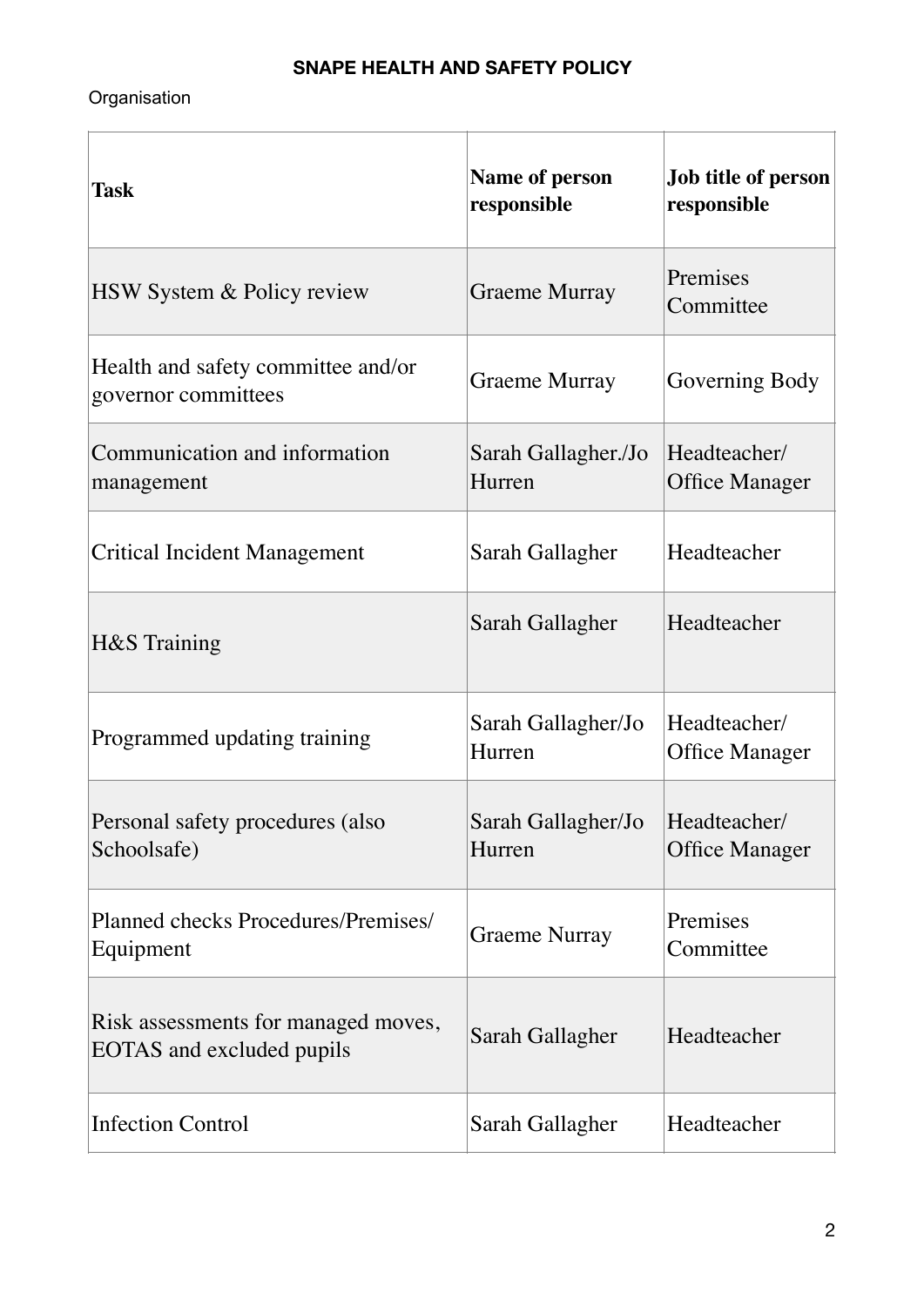**SNAPE HEALTH AND SAFETY POLICY**

Organisation

| **Task** | **Name of person responsible** | **Job title of person responsible** |
|---|---|---|
| HSW System & Policy review | Graeme Murray | Premises Committee |
| Health and safety committee and/or governor committees | Graeme Murray | Governing Body |
| Communication and information management | Sarah Gallagher./Jo Hurren | Headteacher/ Office Manager |
| Critical Incident Management | Sarah Gallagher | Headteacher |
| H&S Training | Sarah Gallagher | Headteacher |
| Programmed updating training | Sarah Gallagher/Jo Hurren | Headteacher/ Office Manager |
| Personal safety procedures (also Schoolsafe) | Sarah Gallagher/Jo Hurren | Headteacher/ Office Manager |
| Planned checks Procedures/Premises/ Equipment | Graeme Nurray | Premises Committee |
| Risk assessments for managed moves, EOTAS and excluded pupils | Sarah Gallagher | Headteacher |
| Infection Control | Sarah Gallagher | Headteacher |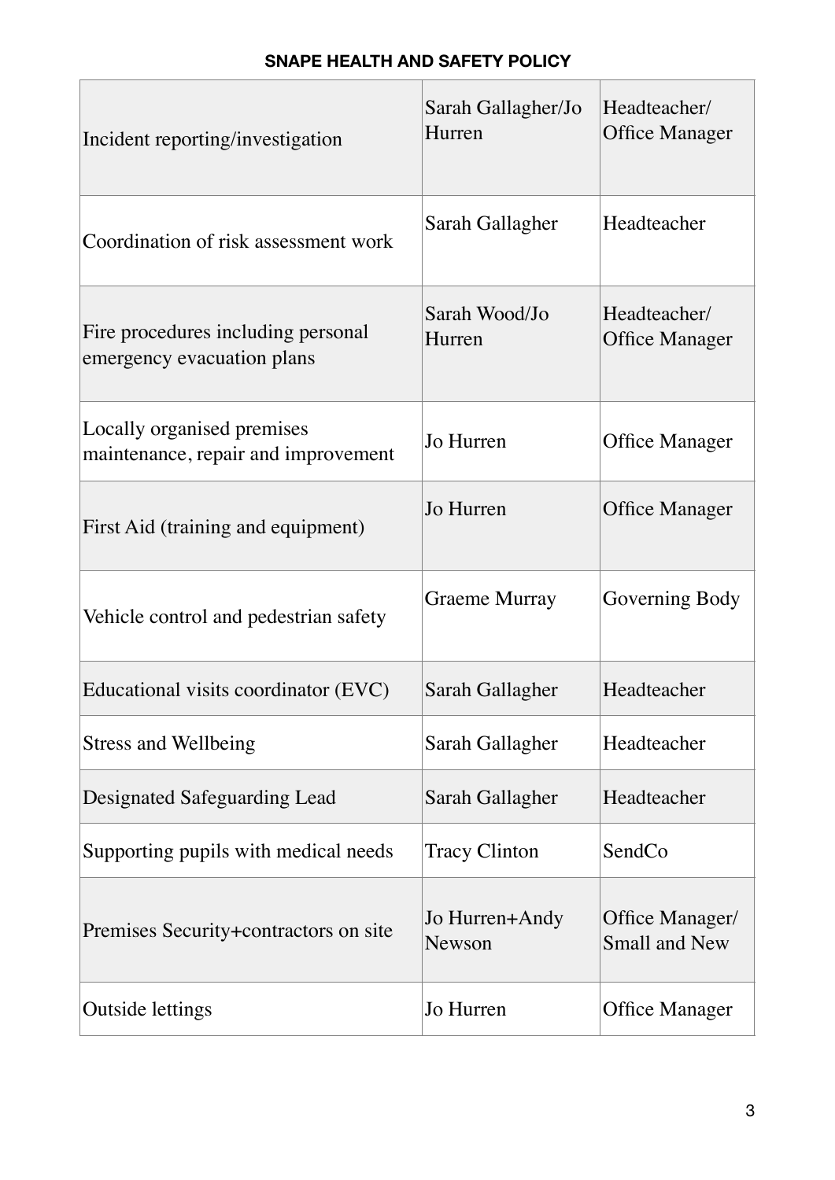| Incident reporting/investigation | Sarah Gallagher/Jo Hurren | Headteacher/ Office Manager |
|---|---|---|
| Coordination of risk assessment work | Sarah Gallagher | Headteacher |
| Fire procedures including personal emergency evacuation plans | Sarah Wood/Jo Hurren | Headteacher/ Office Manager |
| Locally organised premises maintenance, repair and improvement | Jo Hurren | Office Manager |
| First Aid (training and equipment) | Jo Hurren | Office Manager |
| Vehicle control and pedestrian safety | Graeme Murray | Governing Body |
| Educational visits coordinator (EVC) | Sarah Gallagher | Headteacher |
| Stress and Wellbeing | Sarah Gallagher | Headteacher |
| Designated Safeguarding Lead | Sarah Gallagher | Headteacher |
| Supporting pupils with medical needs | Tracy Clinton | SendCo |
| Premises Security+contractors on site | Jo Hurren+Andy Newson | Office Manager/ Small and New |
| Outside lettings | Jo Hurren | Office Manager |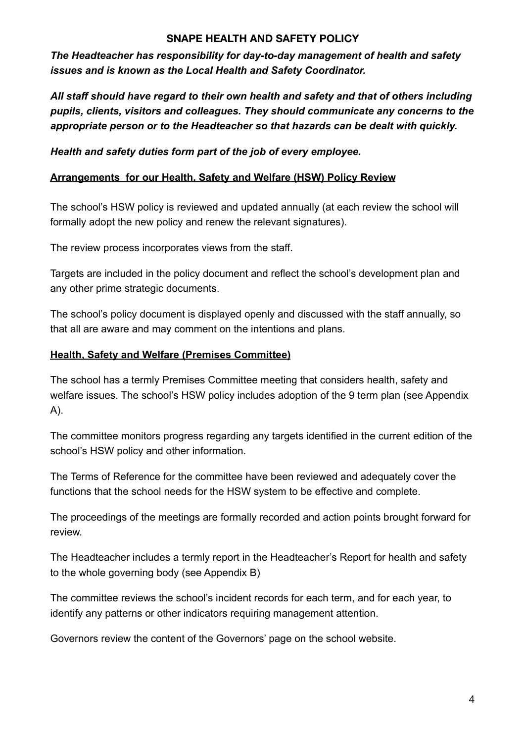**SNAPE HEALTH AND SAFETY POLICY**

***The Headteacher has responsibility for day-to-day management of health and safety issues and is known as the Local Health and Safety Coordinator.***

***All staff should have regard to their own health and safety and that of others including pupils, clients, visitors and colleagues. They should communicate any concerns to the appropriate person or to the Headteacher so that hazards can be dealt with quickly.***

***Health and safety duties form part of the job of every employee.***

**<u>Arrangements  for our Health, Safety and Welfare (HSW) Policy Review</u>**

The school's HSW policy is reviewed and updated annually (at each review the school will formally adopt the new policy and renew the relevant signatures).

The review process incorporates views from the staff.

Targets are included in the policy document and reflect the school's development plan and any other prime strategic documents.

The school's policy document is displayed openly and discussed with the staff annually, so that all are aware and may comment on the intentions and plans.

**<u>Health, Safety and Welfare (Premises Committee)</u>**

The school has a termly Premises Committee meeting that considers health, safety and welfare issues. The school's HSW policy includes adoption of the 9 term plan (see Appendix A).

The committee monitors progress regarding any targets identified in the current edition of the school's HSW policy and other information.

The Terms of Reference for the committee have been reviewed and adequately cover the functions that the school needs for the HSW system to be effective and complete.

The proceedings of the meetings are formally recorded and action points brought forward for review.

The Headteacher includes a termly report in the Headteacher's Report for health and safety to the whole governing body (see Appendix B)

The committee reviews the school's incident records for each term, and for each year, to identify any patterns or other indicators requiring management attention.

Governors review the content of the Governors' page on the school website.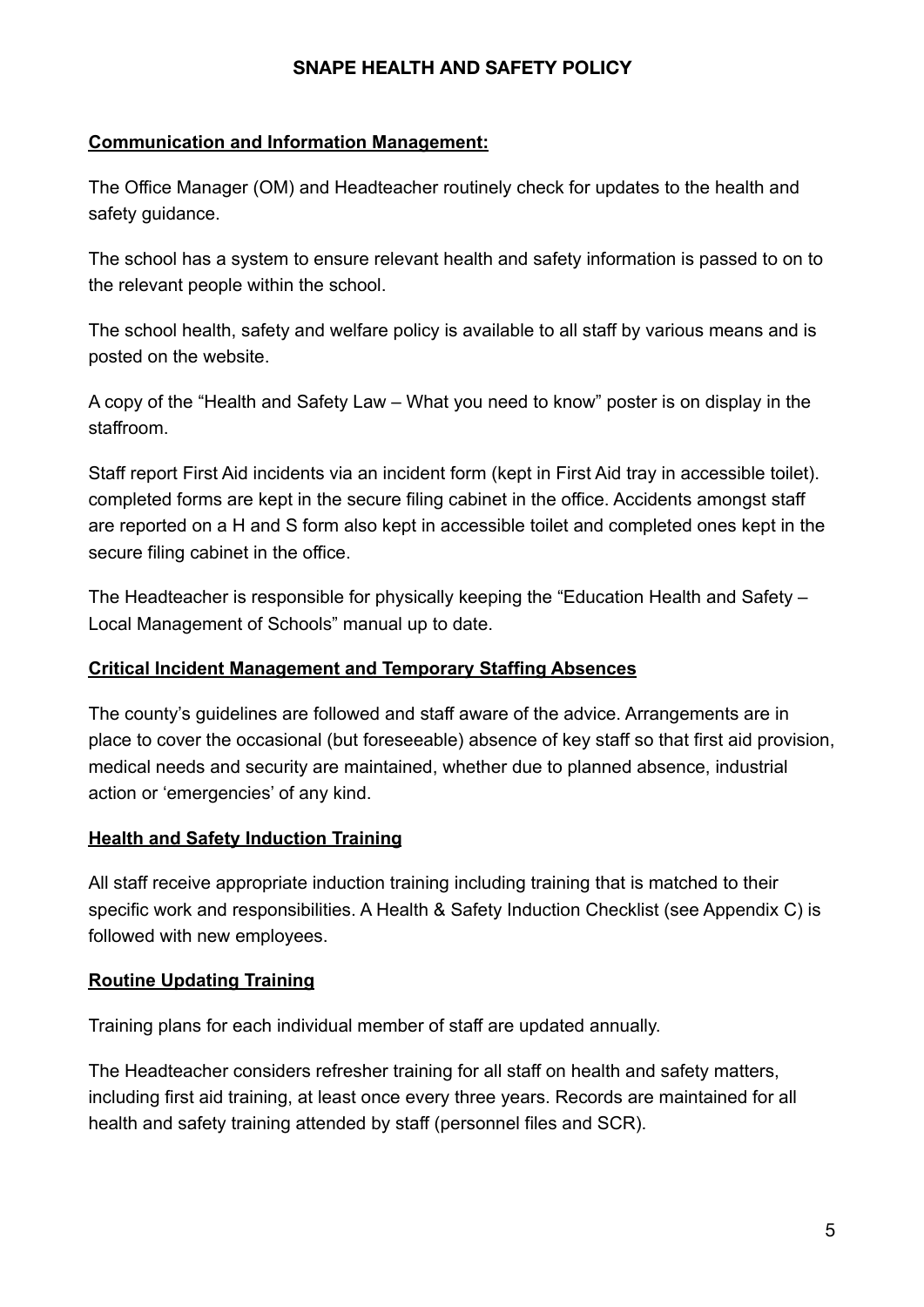**Communication and Information Management:**

The Office Manager (OM) and Headteacher routinely check for updates to the health and safety guidance.

The school has a system to ensure relevant health and safety information is passed to on to the relevant people within the school.

The school health, safety and welfare policy is available to all staff by various means and is posted on the website.

A copy of the "Health and Safety Law – What you need to know" poster is on display in the staffroom.

Staff report First Aid incidents via an incident form (kept in First Aid tray in accessible toilet). completed forms are kept in the secure filing cabinet in the office. Accidents amongst staff are reported on a H and S form also kept in accessible toilet and completed ones kept in the secure filing cabinet in the office.

The Headteacher is responsible for physically keeping the "Education Health and Safety – Local Management of Schools" manual up to date.

**Critical Incident Management and Temporary Staffing Absences**

The county's guidelines are followed and staff aware of the advice. Arrangements are in place to cover the occasional (but foreseeable) absence of key staff so that first aid provision, medical needs and security are maintained, whether due to planned absence, industrial action or 'emergencies' of any kind.

**Health and Safety Induction Training**

All staff receive appropriate induction training including training that is matched to their specific work and responsibilities. A Health & Safety Induction Checklist (see Appendix C) is followed with new employees.

**Routine Updating Training**

Training plans for each individual member of staff are updated annually.

The Headteacher considers refresher training for all staff on health and safety matters, including first aid training, at least once every three years. Records are maintained for all health and safety training attended by staff (personnel files and SCR).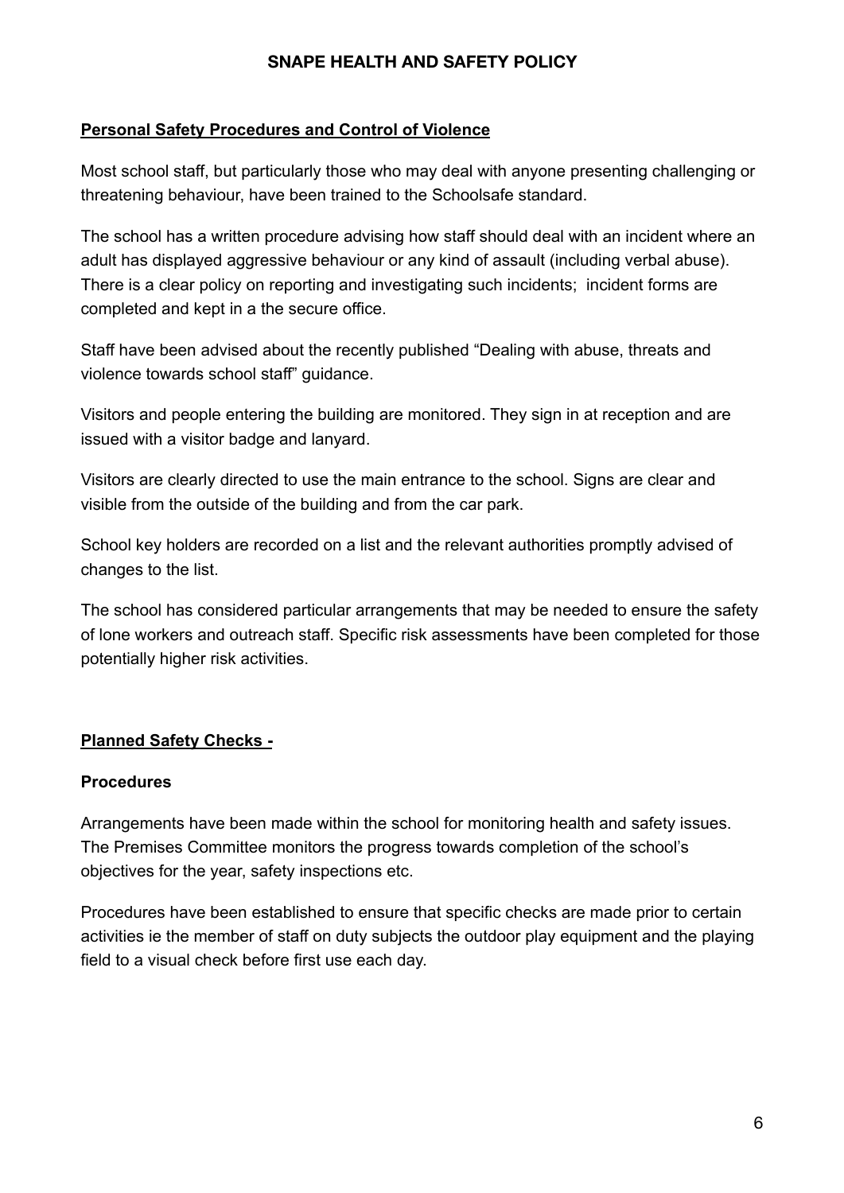## Personal Safety Procedures and Control of Violence

Most school staff, but particularly those who may deal with anyone presenting challenging or threatening behaviour, have been trained to the Schoolsafe standard.

The school has a written procedure advising how staff should deal with an incident where an adult has displayed aggressive behaviour or any kind of assault (including verbal abuse). There is a clear policy on reporting and investigating such incidents; incident forms are completed and kept in a the secure office.

Staff have been advised about the recently published "Dealing with abuse, threats and violence towards school staff" guidance.

Visitors and people entering the building are monitored. They sign in at reception and are issued with a visitor badge and lanyard.

Visitors are clearly directed to use the main entrance to the school. Signs are clear and visible from the outside of the building and from the car park.

School key holders are recorded on a list and the relevant authorities promptly advised of changes to the list.

The school has considered particular arrangements that may be needed to ensure the safety of lone workers and outreach staff. Specific risk assessments have been completed for those potentially higher risk activities.

## Planned Safety Checks -

### Procedures

Arrangements have been made within the school for monitoring health and safety issues. The Premises Committee monitors the progress towards completion of the school's objectives for the year, safety inspections etc.

Procedures have been established to ensure that specific checks are made prior to certain activities ie the member of staff on duty subjects the outdoor play equipment and the playing field to a visual check before first use each day.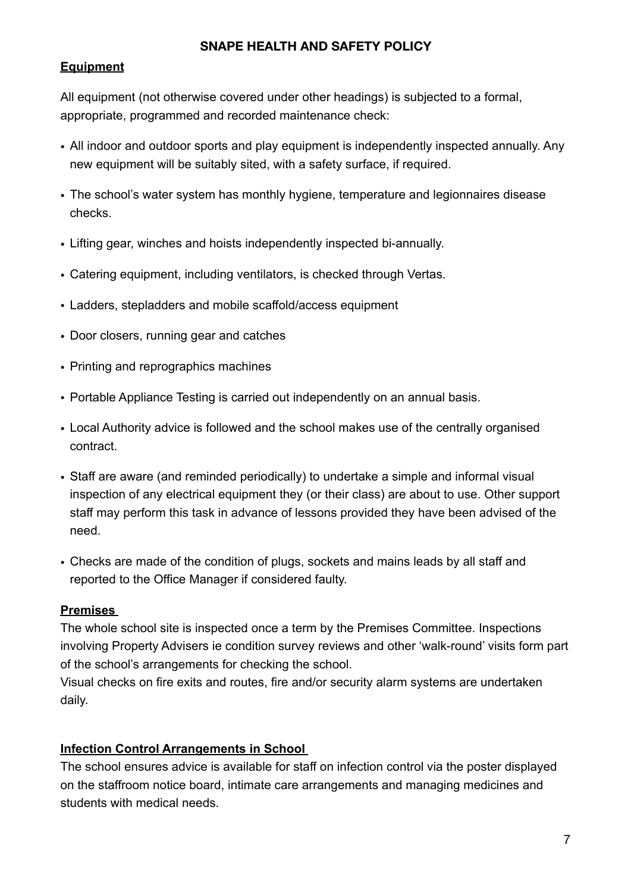**Equipment**

All equipment (not otherwise covered under other headings) is subjected to a formal, appropriate, programmed and recorded maintenance check:

- All indoor and outdoor sports and play equipment is independently inspected annually. Any new equipment will be suitably sited, with a safety surface, if required.
- The school's water system has monthly hygiene, temperature and legionnaires disease checks.
- Lifting gear, winches and hoists independently inspected bi-annually.
- Catering equipment, including ventilators, is checked through Vertas.
- Ladders, stepladders and mobile scaffold/access equipment
- Door closers, running gear and catches
- Printing and reprographics machines
- Portable Appliance Testing is carried out independently on an annual basis.
- Local Authority advice is followed and the school makes use of the centrally organised contract.
- Staff are aware (and reminded periodically) to undertake a simple and informal visual inspection of any electrical equipment they (or their class) are about to use. Other support staff may perform this task in advance of lessons provided they have been advised of the need.
- Checks are made of the condition of plugs, sockets and mains leads by all staff and reported to the Office Manager if considered faulty.

**Premises**

The whole school site is inspected once a term by the Premises Committee. Inspections involving Property Advisers ie condition survey reviews and other 'walk-round' visits form part of the school's arrangements for checking the school.

Visual checks on fire exits and routes, fire and/or security alarm systems are undertaken daily.

**Infection Control Arrangements in School**

The school ensures advice is available for staff on infection control via the poster displayed on the staffroom notice board, intimate care arrangements and managing medicines and students with medical needs.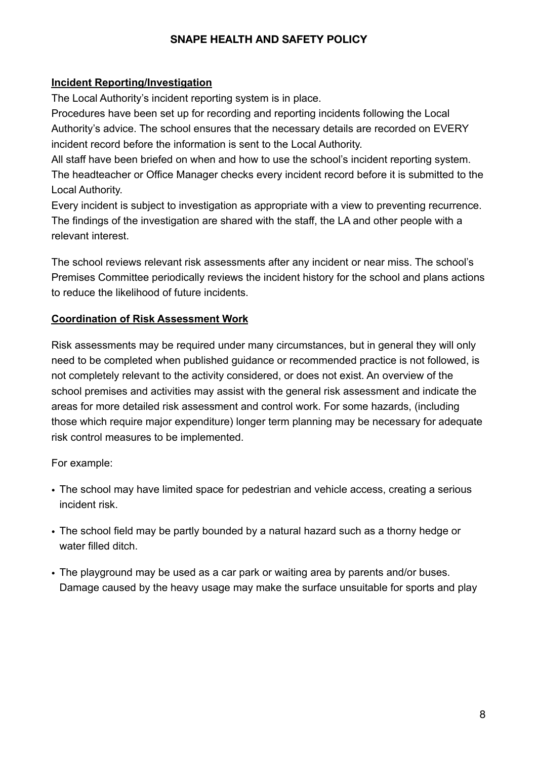**Incident Reporting/Investigation**

The Local Authority's incident reporting system is in place.

Procedures have been set up for recording and reporting incidents following the Local Authority's advice. The school ensures that the necessary details are recorded on EVERY incident record before the information is sent to the Local Authority.

All staff have been briefed on when and how to use the school's incident reporting system.

The headteacher or Office Manager checks every incident record before it is submitted to the Local Authority.

Every incident is subject to investigation as appropriate with a view to preventing recurrence. The findings of the investigation are shared with the staff, the LA and other people with a relevant interest.

The school reviews relevant risk assessments after any incident or near miss. The school's Premises Committee periodically reviews the incident history for the school and plans actions to reduce the likelihood of future incidents.

**Coordination of Risk Assessment Work**

Risk assessments may be required under many circumstances, but in general they will only need to be completed when published guidance or recommended practice is not followed, is not completely relevant to the activity considered, or does not exist. An overview of the school premises and activities may assist with the general risk assessment and indicate the areas for more detailed risk assessment and control work. For some hazards, (including those which require major expenditure) longer term planning may be necessary for adequate risk control measures to be implemented.

For example:

- The school may have limited space for pedestrian and vehicle access, creating a serious incident risk.
- The school field may be partly bounded by a natural hazard such as a thorny hedge or water filled ditch.
- The playground may be used as a car park or waiting area by parents and/or buses. Damage caused by the heavy usage may make the surface unsuitable for sports and play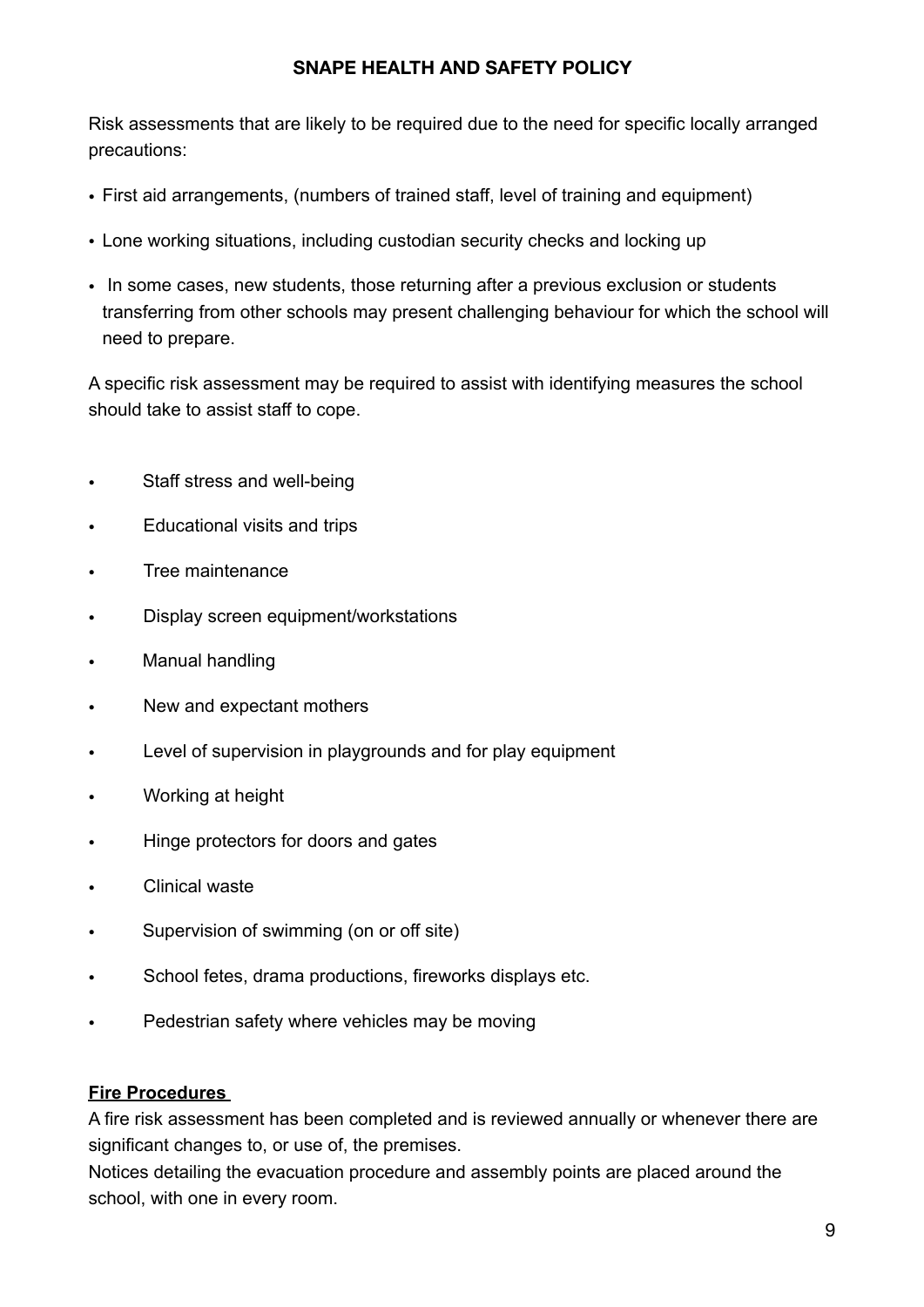Risk assessments that are likely to be required due to the need for specific locally arranged precautions:

- First aid arrangements, (numbers of trained staff, level of training and equipment)
- Lone working situations, including custodian security checks and locking up
- In some cases, new students, those returning after a previous exclusion or students transferring from other schools may present challenging behaviour for which the school will need to prepare.

A specific risk assessment may be required to assist with identifying measures the school should take to assist staff to cope.

- Staff stress and well-being
- Educational visits and trips
- Tree maintenance
- Display screen equipment/workstations
- Manual handling
- New and expectant mothers
- Level of supervision in playgrounds and for play equipment
- Working at height
- Hinge protectors for doors and gates
- Clinical waste
- Supervision of swimming (on or off site)
- School fetes, drama productions, fireworks displays etc.
- Pedestrian safety where vehicles may be moving

**Fire Procedures**

A fire risk assessment has been completed and is reviewed annually or whenever there are significant changes to, or use of, the premises.
Notices detailing the evacuation procedure and assembly points are placed around the school, with one in every room.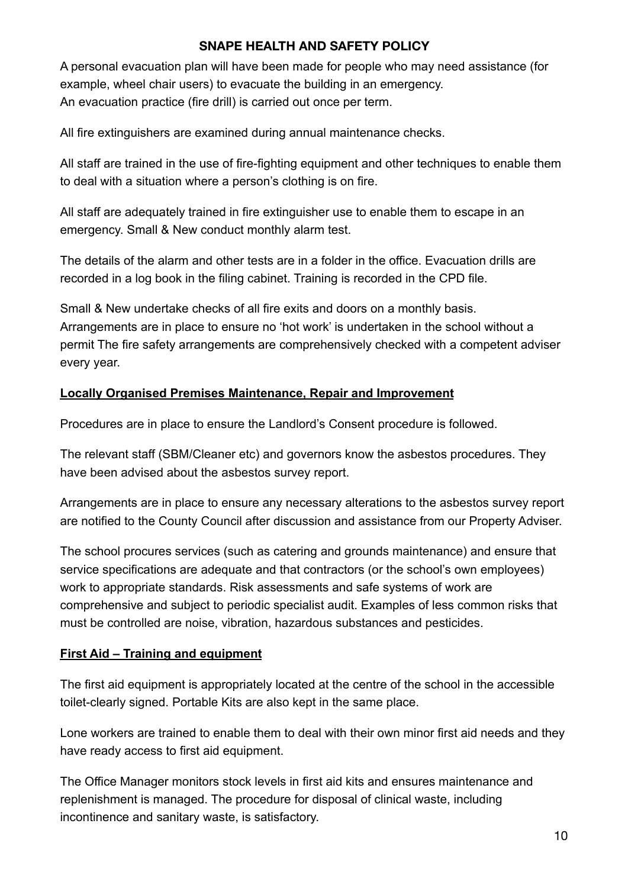A personal evacuation plan will have been made for people who may need assistance (for example, wheel chair users) to evacuate the building in an emergency.
An evacuation practice (fire drill) is carried out once per term.

All fire extinguishers are examined during annual maintenance checks.

All staff are trained in the use of fire-fighting equipment and other techniques to enable them to deal with a situation where a person's clothing is on fire.

All staff are adequately trained in fire extinguisher use to enable them to escape in an emergency. Small & New conduct monthly alarm test.

The details of the alarm and other tests are in a folder in the office. Evacuation drills are recorded in a log book in the filing cabinet. Training is recorded in the CPD file.

Small & New undertake checks of all fire exits and doors on a monthly basis.
Arrangements are in place to ensure no 'hot work' is undertaken in the school without a permit The fire safety arrangements are comprehensively checked with a competent adviser every year.

**Locally Organised Premises Maintenance, Repair and Improvement**

Procedures are in place to ensure the Landlord's Consent procedure is followed.

The relevant staff (SBM/Cleaner etc) and governors know the asbestos procedures. They have been advised about the asbestos survey report.

Arrangements are in place to ensure any necessary alterations to the asbestos survey report are notified to the County Council after discussion and assistance from our Property Adviser.

The school procures services (such as catering and grounds maintenance) and ensure that service specifications are adequate and that contractors (or the school's own employees) work to appropriate standards. Risk assessments and safe systems of work are comprehensive and subject to periodic specialist audit. Examples of less common risks that must be controlled are noise, vibration, hazardous substances and pesticides.

**First Aid – Training and equipment**

The first aid equipment is appropriately located at the centre of the school in the accessible toilet-clearly signed. Portable Kits are also kept in the same place.

Lone workers are trained to enable them to deal with their own minor first aid needs and they have ready access to first aid equipment.

The Office Manager monitors stock levels in first aid kits and ensures maintenance and replenishment is managed. The procedure for disposal of clinical waste, including incontinence and sanitary waste, is satisfactory.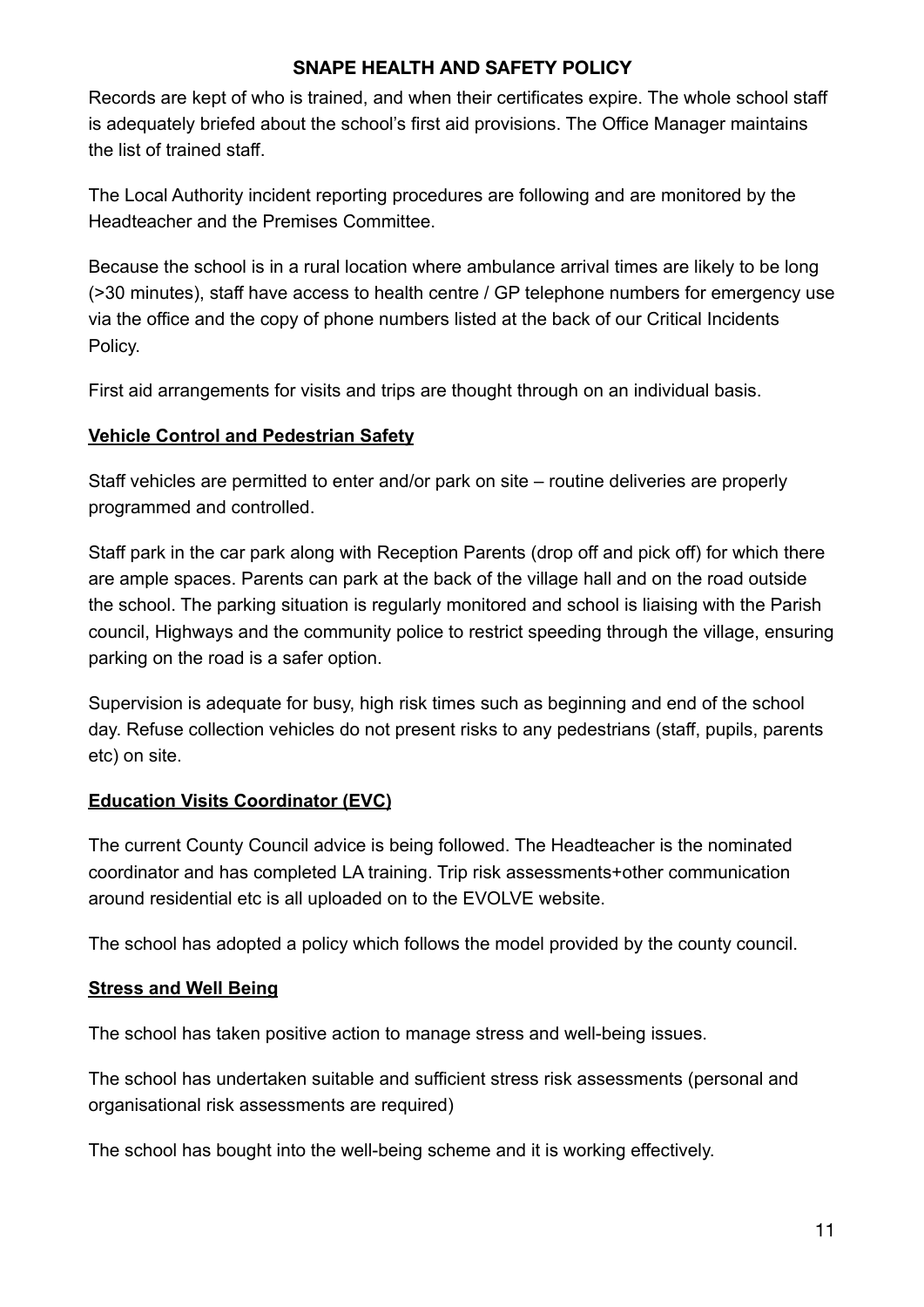Records are kept of who is trained, and when their certificates expire. The whole school staff is adequately briefed about the school's first aid provisions. The Office Manager maintains the list of trained staff.

The Local Authority incident reporting procedures are following and are monitored by the Headteacher and the Premises Committee.

Because the school is in a rural location where ambulance arrival times are likely to be long (>30 minutes), staff have access to health centre / GP telephone numbers for emergency use via the office and the copy of phone numbers listed at the back of our Critical Incidents Policy.

First aid arrangements for visits and trips are thought through on an individual basis.

**Vehicle Control and Pedestrian Safety**

Staff vehicles are permitted to enter and/or park on site – routine deliveries are properly programmed and controlled.

Staff park in the car park along with Reception Parents (drop off and pick off) for which there are ample spaces. Parents can park at the back of the village hall and on the road outside the school. The parking situation is regularly monitored and school is liaising with the Parish council, Highways and the community police to restrict speeding through the village, ensuring parking on the road is a safer option.

Supervision is adequate for busy, high risk times such as beginning and end of the school day. Refuse collection vehicles do not present risks to any pedestrians (staff, pupils, parents etc) on site.

**Education Visits Coordinator (EVC)**

The current County Council advice is being followed. The Headteacher is the nominated coordinator and has completed LA training. Trip risk assessments+other communication around residential etc is all uploaded on to the EVOLVE website.

The school has adopted a policy which follows the model provided by the county council.

**Stress and Well Being**

The school has taken positive action to manage stress and well-being issues.

The school has undertaken suitable and sufficient stress risk assessments (personal and organisational risk assessments are required)

The school has bought into the well-being scheme and it is working effectively.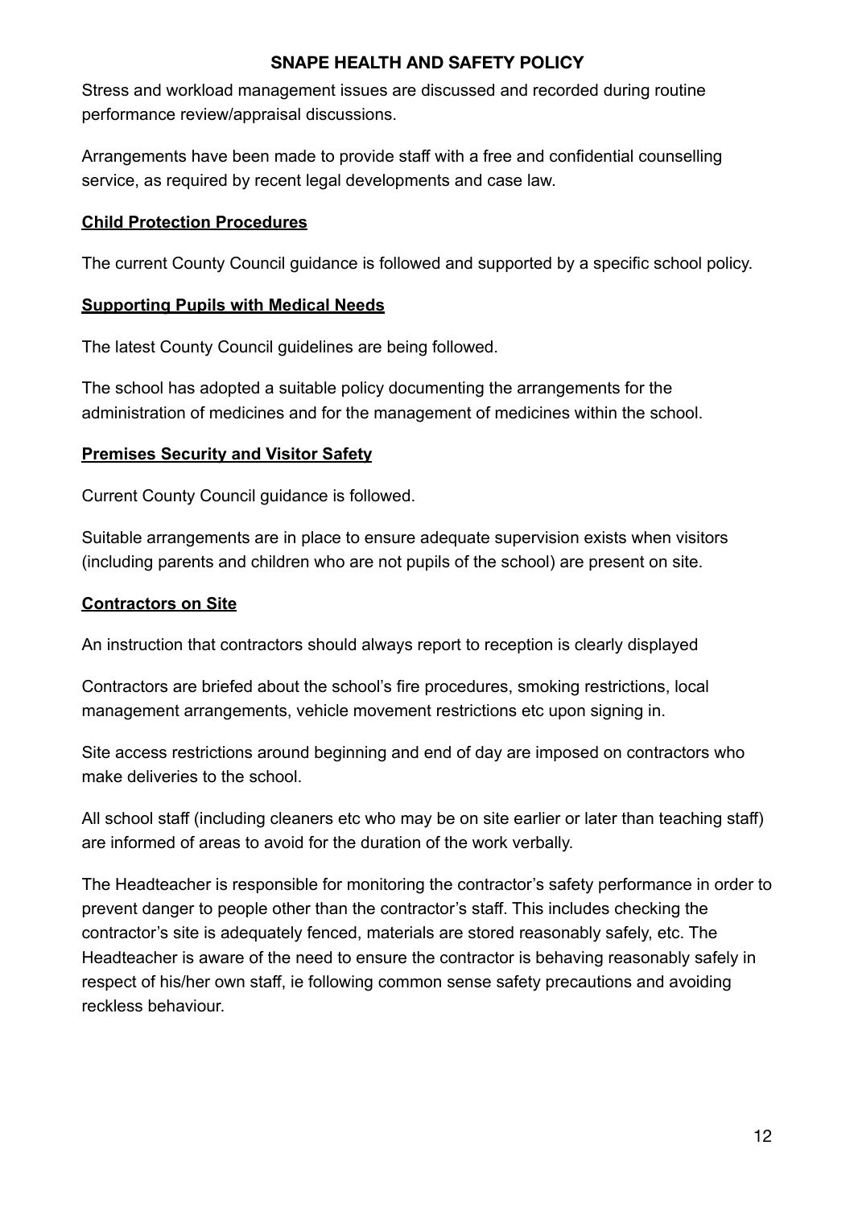Stress and workload management issues are discussed and recorded during routine performance review/appraisal discussions.

Arrangements have been made to provide staff with a free and confidential counselling service, as required by recent legal developments and case law.

**Child Protection Procedures**

The current County Council guidance is followed and supported by a specific school policy.

**Supporting Pupils with Medical Needs**

The latest County Council guidelines are being followed.

The school has adopted a suitable policy documenting the arrangements for the administration of medicines and for the management of medicines within the school.

**Premises Security and Visitor Safety**

Current County Council guidance is followed.

Suitable arrangements are in place to ensure adequate supervision exists when visitors (including parents and children who are not pupils of the school) are present on site.

**Contractors on Site**

An instruction that contractors should always report to reception is clearly displayed

Contractors are briefed about the school's fire procedures, smoking restrictions, local management arrangements, vehicle movement restrictions etc upon signing in.

Site access restrictions around beginning and end of day are imposed on contractors who make deliveries to the school.

All school staff (including cleaners etc who may be on site earlier or later than teaching staff) are informed of areas to avoid for the duration of the work verbally.

The Headteacher is responsible for monitoring the contractor's safety performance in order to prevent danger to people other than the contractor's staff. This includes checking the contractor's site is adequately fenced, materials are stored reasonably safely, etc. The Headteacher is aware of the need to ensure the contractor is behaving reasonably safely in respect of his/her own staff, ie following common sense safety precautions and avoiding reckless behaviour.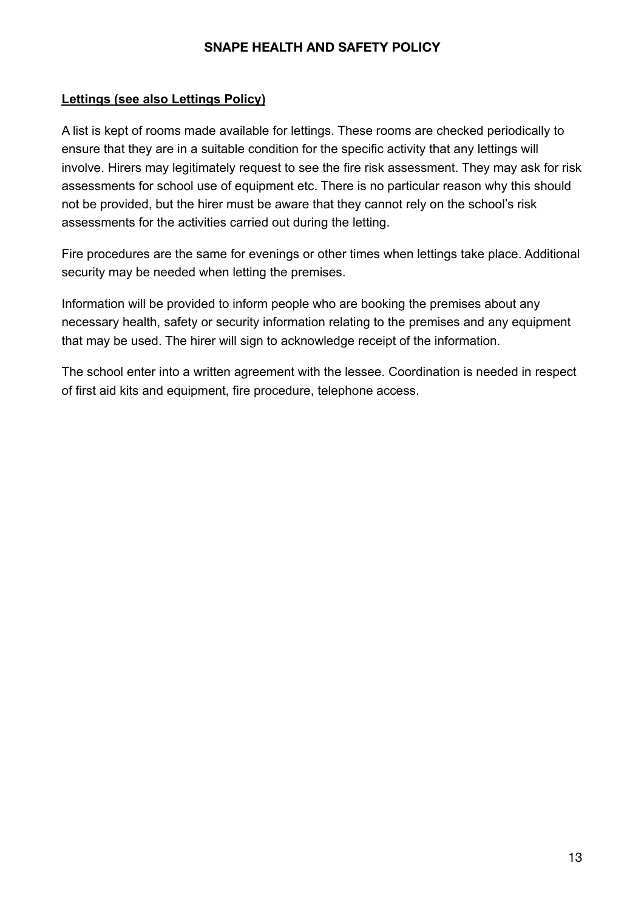**Lettings (see also Lettings Policy)**

A list is kept of rooms made available for lettings. These rooms are checked periodically to ensure that they are in a suitable condition for the specific activity that any lettings will involve. Hirers may legitimately request to see the fire risk assessment. They may ask for risk assessments for school use of equipment etc. There is no particular reason why this should not be provided, but the hirer must be aware that they cannot rely on the school's risk assessments for the activities carried out during the letting.

Fire procedures are the same for evenings or other times when lettings take place. Additional security may be needed when letting the premises.

Information will be provided to inform people who are booking the premises about any necessary health, safety or security information relating to the premises and any equipment that may be used. The hirer will sign to acknowledge receipt of the information.

The school enter into a written agreement with the lessee. Coordination is needed in respect of first aid kits and equipment, fire procedure, telephone access.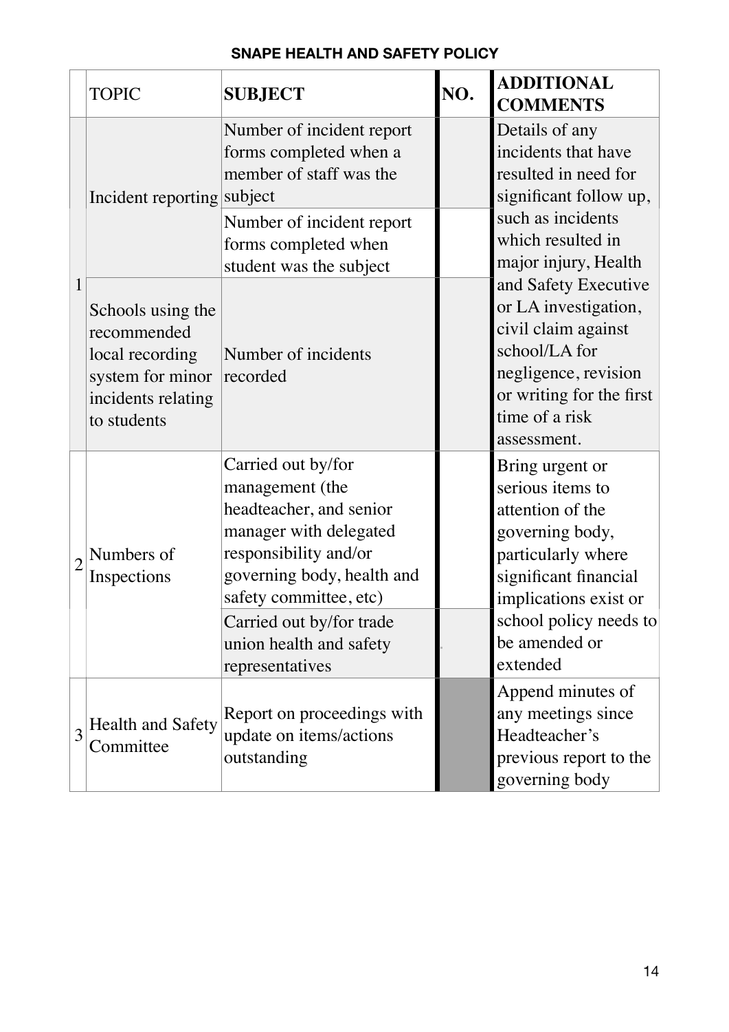**SNAPE HEALTH AND SAFETY POLICY**

| | TOPIC | **SUBJECT** | **NO.** | **ADDITIONAL COMMENTS** |
|---|---|---|---|---|
| 1 | Incident reporting | Number of incident report forms completed when a member of staff was the subject | | Details of any incidents that have resulted in need for significant follow up, such as incidents which resulted in major injury, Health and Safety Executive or LA investigation, civil claim against school/LA for negligence, revision or writing for the first time of a risk assessment. |
| | | Number of incident report forms completed when student was the subject | | |
| | Schools using the recommended local recording system for minor incidents relating to students | Number of incidents recorded | | |
| 2 | Numbers of Inspections | Carried out by/for management (the headteacher, and senior manager with delegated responsibility and/or governing body, health and safety committee, etc) | | Bring urgent or serious items to attention of the governing body, particularly where significant financial implications exist or school policy needs to be amended or extended |
| | | Carried out by/for trade union health and safety representatives | | |
| 3 | Health and Safety Committee | Report on proceedings with update on items/actions outstanding | | Append minutes of any meetings since Headteacher's previous report to the governing body |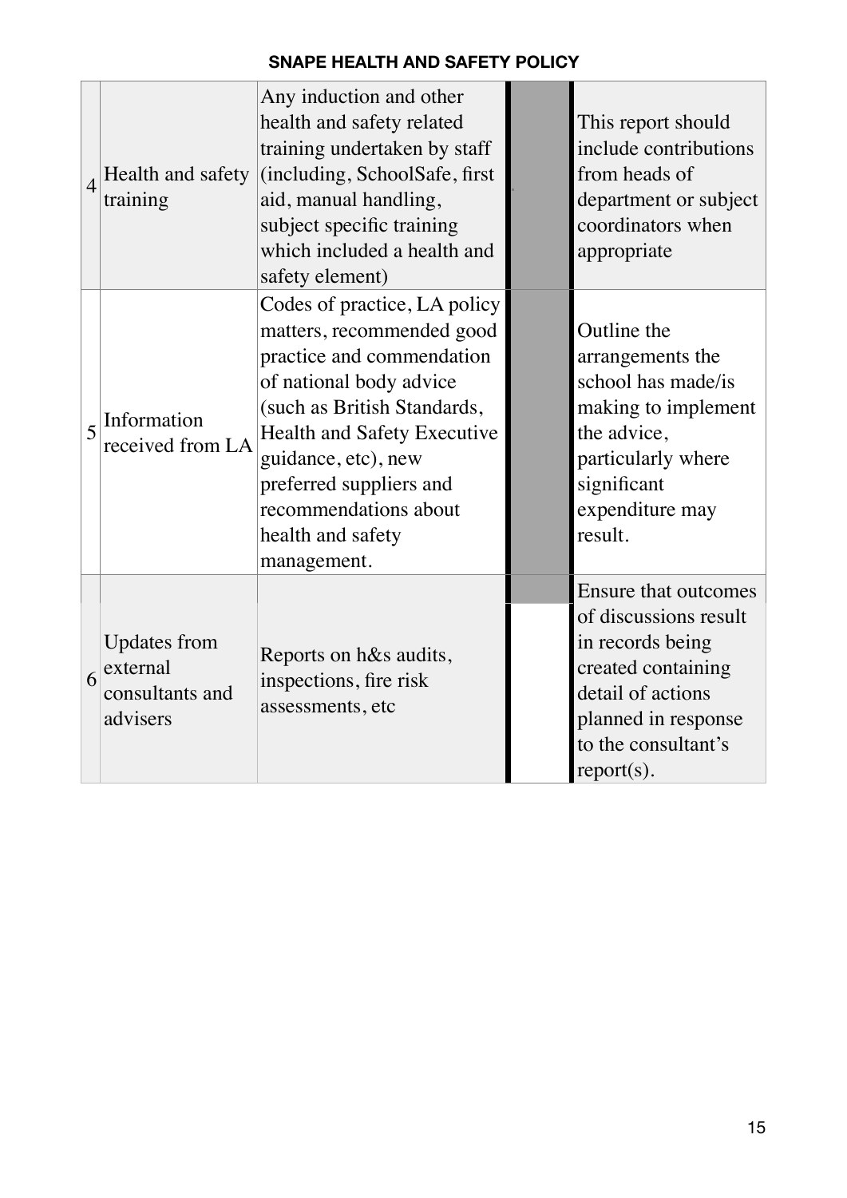| | | | | |
|---|---|---|---|---|
| 4 | Health and safety training | Any induction and other health and safety related training undertaken by staff (including, SchoolSafe, first aid, manual handling, subject specific training which included a health and safety element) | | This report should include contributions from heads of department or subject coordinators when appropriate |
| 5 | Information received from LA | Codes of practice, LA policy matters, recommended good practice and commendation of national body advice (such as British Standards, Health and Safety Executive guidance, etc), new preferred suppliers and recommendations about health and safety management. | | Outline the arrangements the school has made/is making to implement the advice, particularly where significant expenditure may result. |
| 6 | Updates from external consultants and advisers | Reports on h&s audits, inspections, fire risk assessments, etc | | Ensure that outcomes of discussions result in records being created containing detail of actions planned in response to the consultant's report(s). |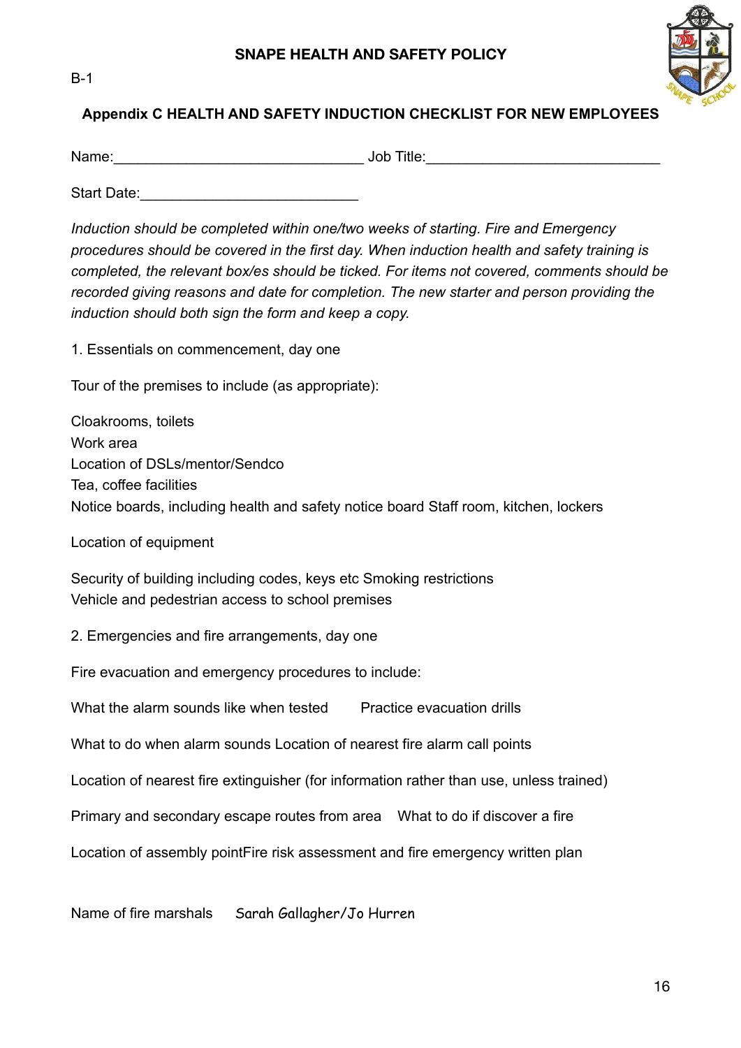**SNAPE HEALTH AND SAFETY POLICY**

B-1

## Appendix C HEALTH AND SAFETY INDUCTION CHECKLIST FOR NEW EMPLOYEES

Name:_______________________________ Job Title:_____________________________

Start Date:___________________________

*Induction should be completed within one/two weeks of starting. Fire and Emergency procedures should be covered in the first day. When induction health and safety training is completed, the relevant box/es should be ticked. For items not covered, comments should be recorded giving reasons and date for completion. The new starter and person providing the induction should both sign the form and keep a copy.*

1. Essentials on commencement, day one

Tour of the premises to include (as appropriate):

Cloakrooms, toilets
Work area
Location of DSLs/mentor/Sendco
Tea, coffee facilities
Notice boards, including health and safety notice board Staff room, kitchen, lockers

Location of equipment

Security of building including codes, keys etc Smoking restrictions
Vehicle and pedestrian access to school premises

2. Emergencies and fire arrangements, day one

Fire evacuation and emergency procedures to include:

What the alarm sounds like when tested Practice evacuation drills

What to do when alarm sounds Location of nearest fire alarm call points

Location of nearest fire extinguisher (for information rather than use, unless trained)

Primary and secondary escape routes from area What to do if discover a fire

Location of assembly pointFire risk assessment and fire emergency written plan

Name of fire marshals Sarah Gallagher/Jo Hurren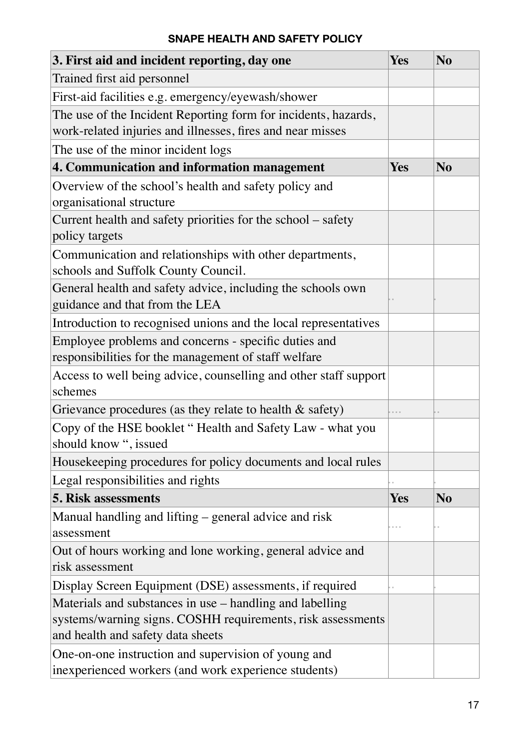# SNAPE HEALTH AND SAFETY POLICY

| **3. First aid and incident reporting, day one** | **Yes** | **No** |
| --- | --- | --- |
| Trained first aid personnel | | |
| First-aid facilities e.g. emergency/eyewash/shower | | |
| The use of the Incident Reporting form for incidents, hazards, work-related injuries and illnesses, fires and near misses | | |
| The use of the minor incident logs | | |
| **4. Communication and information management** | **Yes** | **No** |
| Overview of the school's health and safety policy and organisational structure | | |
| Current health and safety priorities for the school – safety policy targets | | |
| Communication and relationships with other departments, schools and Suffolk County Council. | | |
| General health and safety advice, including the schools own guidance and that from the LEA | | |
| Introduction to recognised unions and the local representatives | | |
| Employee problems and concerns - specific duties and responsibilities for the management of staff welfare | | |
| Access to well being advice, counselling and other staff support schemes | | |
| Grievance procedures (as they relate to health & safety) | | |
| Copy of the HSE booklet " Health and Safety Law - what you should know ", issued | | |
| Housekeeping procedures for policy documents and local rules | | |
| Legal responsibilities and rights | | |
| **5. Risk assessments** | **Yes** | **No** |
| Manual handling and lifting – general advice and risk assessment | | |
| Out of hours working and lone working, general advice and risk assessment | | |
| Display Screen Equipment (DSE) assessments, if required | | |
| Materials and substances in use – handling and labelling systems/warning signs. COSHH requirements, risk assessments and health and safety data sheets | | |
| One-on-one instruction and supervision of young and inexperienced workers (and work experience students) | | |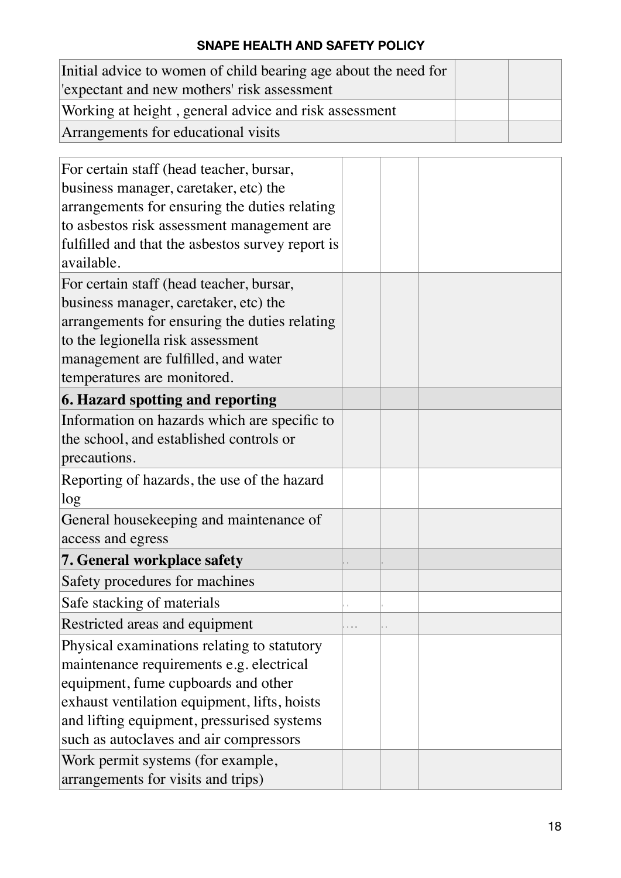| | | |
|---|---|---|
| Initial advice to women of child bearing age about the need for 'expectant and new mothers' risk assessment | | |
| Working at height , general advice and risk assessment | | |
| Arrangements for educational visits | | |

| | | | |
|---|---|---|---|
| For certain staff (head teacher, bursar, business manager, caretaker, etc) the arrangements for ensuring the duties relating to asbestos risk assessment management are fulfilled and that the asbestos survey report is available. | | | |
| For certain staff (head teacher, bursar, business manager, caretaker, etc) the arrangements for ensuring the duties relating to the legionella risk assessment management are fulfilled, and water temperatures are monitored. | | | |
| **6. Hazard spotting and reporting** | | | |
| Information on hazards which are specific to the school, and established controls or precautions. | | | |
| Reporting of hazards, the use of the hazard log | | | |
| General housekeeping and maintenance of access and egress | | | |
| **7. General workplace safety** | | | |
| Safety procedures for machines | | | |
| Safe stacking of materials | | | |
| Restricted areas and equipment | | | |
| Physical examinations relating to statutory maintenance requirements e.g. electrical equipment, fume cupboards and other exhaust ventilation equipment, lifts, hoists and lifting equipment, pressurised systems such as autoclaves and air compressors | | | |
| Work permit systems (for example, arrangements for visits and trips) | | | |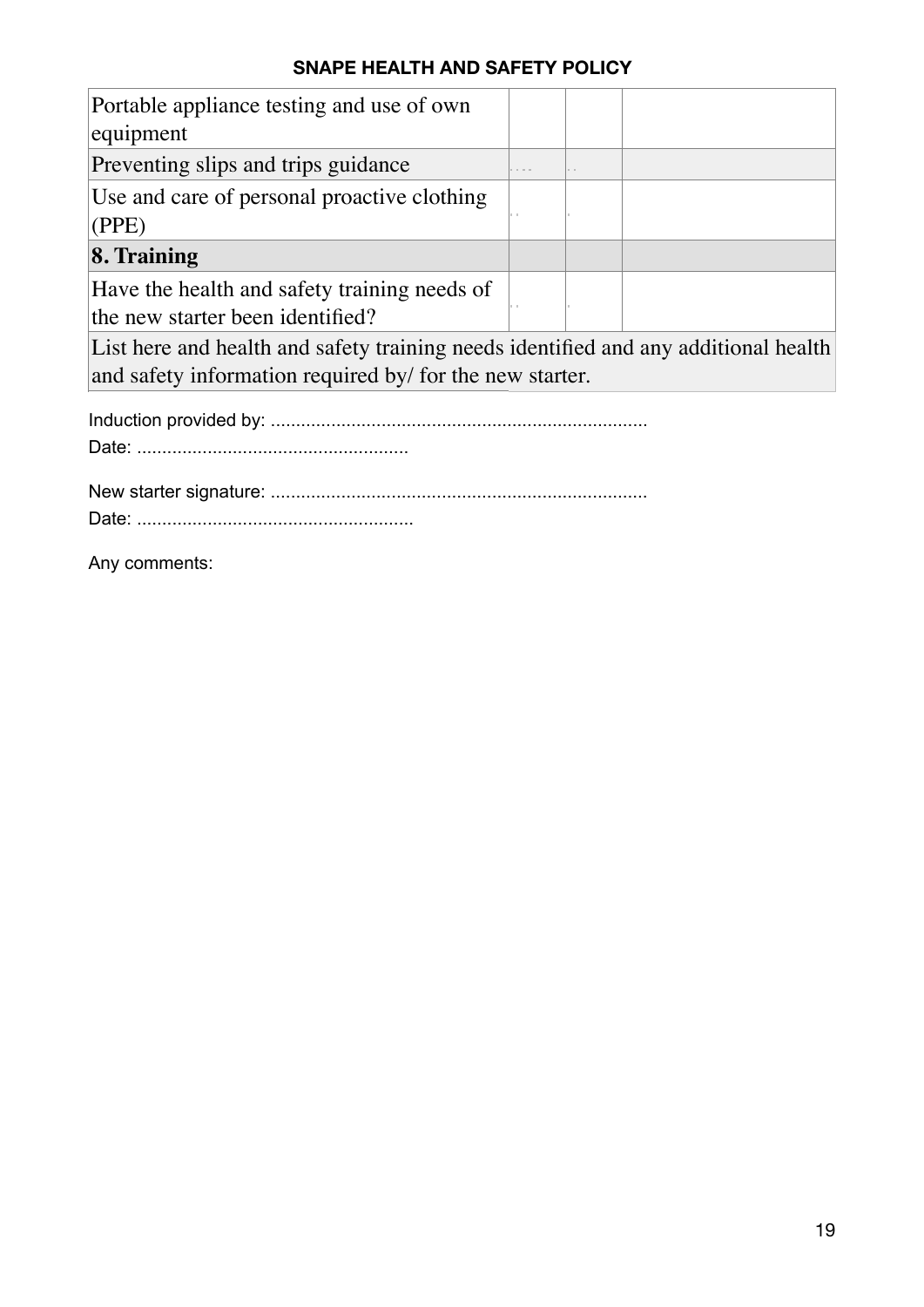| | | | |
|---|---|---|---|
| Portable appliance testing and use of own equipment | | | |
| Preventing slips and trips guidance | | | |
| Use and care of personal proactive clothing (PPE) | | | |
| **8. Training** | | | |
| Have the health and safety training needs of the new starter been identified? | | | |
| List here and health and safety training needs identified and any additional health and safety information required by/ for the new starter. | | | |

Induction provided by: ..........................................................................

Date: ......................................................

New starter signature: ..........................................................................

Date: .......................................................

Any comments: